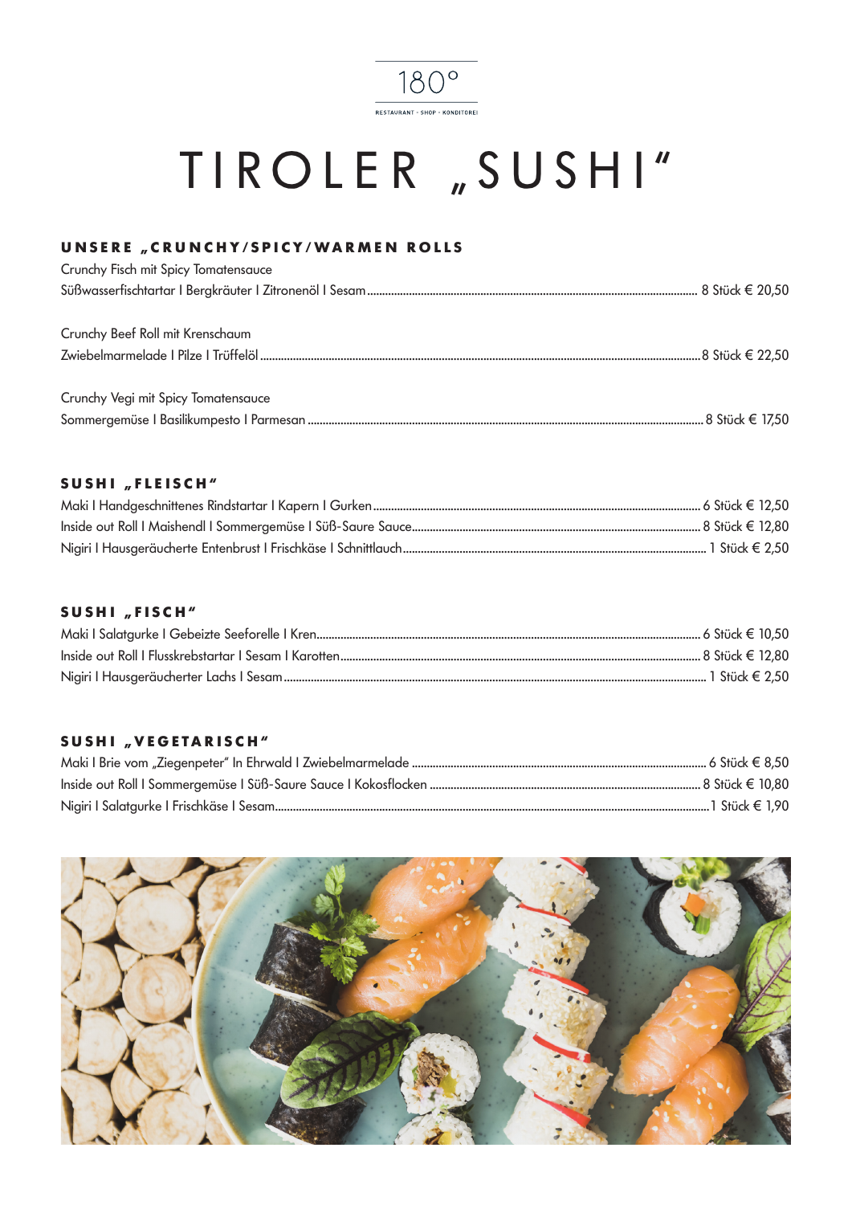180°

RESTAURANT • SHOP • KONDITOREI

# TIROLER „SUSHI"

## UNSERE „CRUNCHY/SPICY/WARMEN ROLLS

Crunchy Fisch mit Spicy Tomatensauce
Süßwasserfischtartar I Bergkräuter I Zitronenöl I Sesam ........ 8 Stück € 20,50

Crunchy Beef Roll mit Krenschaum
Zwiebelmarmelade I Pilze I Trüffelöl ........ 8 Stück € 22,50

Crunchy Vegi mit Spicy Tomatensauce
Sommergemüse I Basilikumpesto I Parmesan ........ 8 Stück € 17,50

## SUSHI „FLEISCH"

Maki I Handgeschnittenes Rindstartar I Kapern I Gurken ........ 6 Stück € 12,50
Inside out Roll I Maishendl I Sommergemüse I Süß-Saure Sauce ........ 8 Stück € 12,80
Nigiri I Hausgeräucherte Entenbrust I Frischkäse I Schnittlauch ........ 1 Stück € 2,50

## SUSHI „FISCH"

Maki I Salatgurke I Gebeizte Seeforelle I Kren ........ 6 Stück € 10,50
Inside out Roll I Flusskrebstartar I Sesam I Karotten ........ 8 Stück € 12,80
Nigiri I Hausgeräucherter Lachs I Sesam ........ 1 Stück € 2,50

## SUSHI „VEGETARISCH"

Maki I Brie vom „Ziegenpeter" In Ehrwald I Zwiebelmarmelade ........ 6 Stück € 8,50
Inside out Roll I Sommergemüse I Süß-Saure Sauce I Kokosflocken ........ 8 Stück € 10,80
Nigiri I Salatgurke I Frischkäse I Sesam ........ 1 Stück € 1,90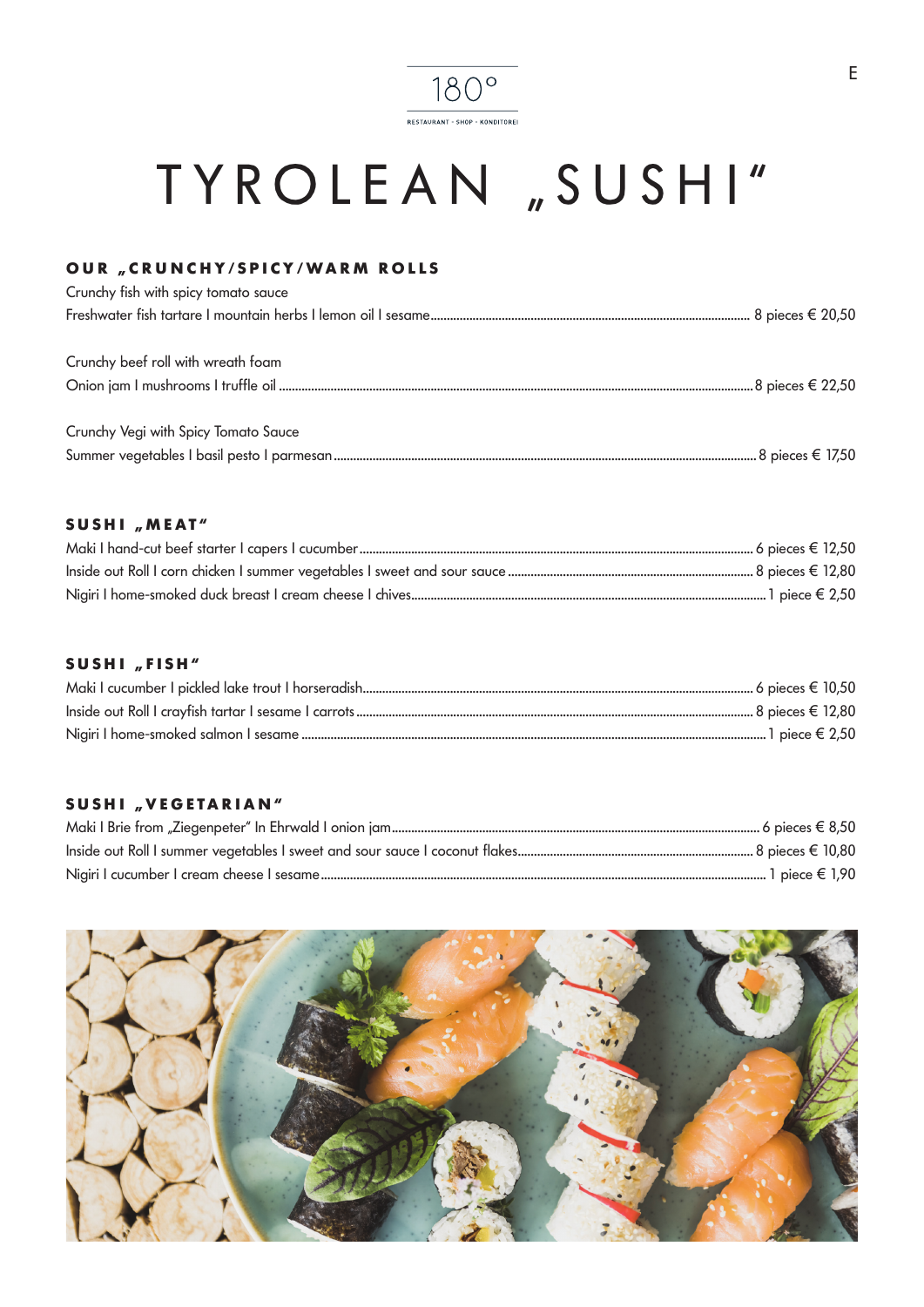180°

RESTAURANT · SHOP · KONDITOREI

# TYROLEAN „SUSHI"

## OUR „CRUNCHY/SPICY/WARM ROLLS

Crunchy fish with spicy tomato sauce
Freshwater fish tartare I mountain herbs I lemon oil I sesame ........ 8 pieces € 20,50

Crunchy beef roll with wreath foam
Onion jam I mushrooms I truffle oil ........ 8 pieces € 22,50

Crunchy Vegi with Spicy Tomato Sauce
Summer vegetables I basil pesto I parmesan ........ 8 pieces € 17,50

## SUSHI „MEAT"

Maki I hand-cut beef starter I capers I cucumber ........ 6 pieces € 12,50
Inside out Roll I corn chicken I summer vegetables I sweet and sour sauce ........ 8 pieces € 12,80
Nigiri I home-smoked duck breast I cream cheese I chives ........ 1 piece € 2,50

## SUSHI „FISH"

Maki I cucumber I pickled lake trout I horseradish ........ 6 pieces € 10,50
Inside out Roll I crayfish tartar I sesame I carrots ........ 8 pieces € 12,80
Nigiri I home-smoked salmon I sesame ........ 1 piece € 2,50

## SUSHI „VEGETARIAN"

Maki I Brie from „Ziegenpeter" In Ehrwald I onion jam ........ 6 pieces € 8,50
Inside out Roll I summer vegetables I sweet and sour sauce I coconut flakes ........ 8 pieces € 10,80
Nigiri I cucumber I cream cheese I sesame ........ 1 piece € 1,90